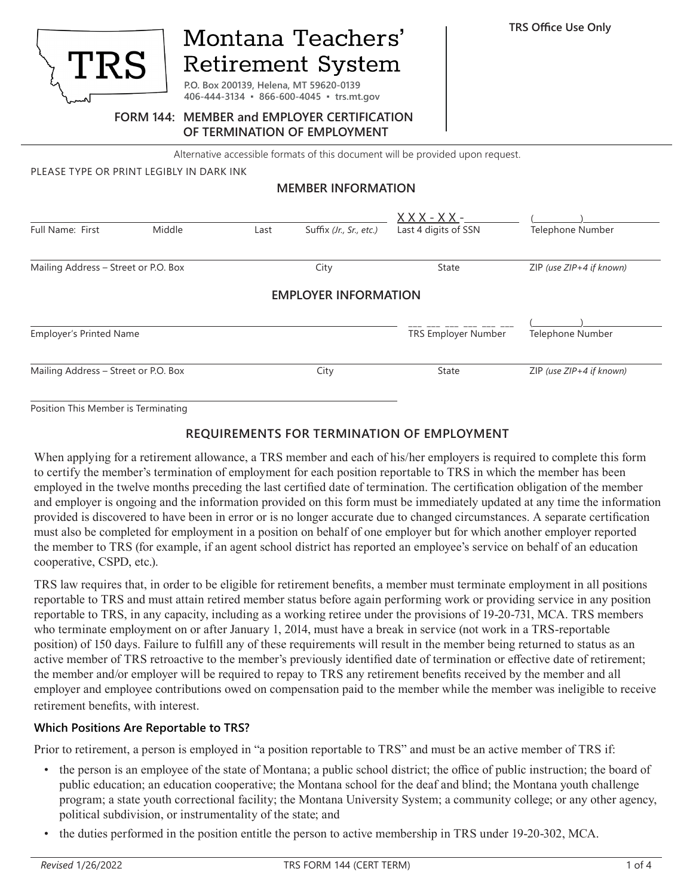# Montana Teachers' Retirement System

**P.O. Box 200139, Helena, MT 59620-0139**
**406-444-3134 ▪ 866-600-4045 ▪ trs.mt.gov**

**TRS Office Use Only**

## FORM 144: MEMBER and EMPLOYER CERTIFICATION OF TERMINATION OF EMPLOYMENT

Alternative accessible formats of this document will be provided upon request.

PLEASE TYPE OR PRINT LEGIBLY IN DARK INK

### MEMBER INFORMATION

| Full Name: First | Middle | Last | Suffix *(Jr., Sr., etc.)* | Last 4 digits of SSN | Telephone Number |
|---|---|---|---|---|---|
| | | | | XXX - XX - | ( ) |

| Mailing Address – Street or P.O. Box | City | State | ZIP *(use ZIP+4 if known)* |
|---|---|---|---|
| | | | |

### EMPLOYER INFORMATION

| Employer's Printed Name | TRS Employer Number | Telephone Number |
|---|---|---|
| | ___ ___ ___ ___ ___ ___ | ( ) |

| Mailing Address – Street or P.O. Box | City | State | ZIP *(use ZIP+4 if known)* |
|---|---|---|---|
| | | | |

Position This Member is Terminating: ______________________

### REQUIREMENTS FOR TERMINATION OF EMPLOYMENT

When applying for a retirement allowance, a TRS member and each of his/her employers is required to complete this form to certify the member's termination of employment for each position reportable to TRS in which the member has been employed in the twelve months preceding the last certified date of termination. The certification obligation of the member and employer is ongoing and the information provided on this form must be immediately updated at any time the information provided is discovered to have been in error or is no longer accurate due to changed circumstances. A separate certification must also be completed for employment in a position on behalf of one employer but for which another employer reported the member to TRS (for example, if an agent school district has reported an employee's service on behalf of an education cooperative, CSPD, etc.).

TRS law requires that, in order to be eligible for retirement benefits, a member must terminate employment in all positions reportable to TRS and must attain retired member status before again performing work or providing service in any position reportable to TRS, in any capacity, including as a working retiree under the provisions of 19-20-731, MCA. TRS members who terminate employment on or after January 1, 2014, must have a break in service (not work in a TRS-reportable position) of 150 days. Failure to fulfill any of these requirements will result in the member being returned to status as an active member of TRS retroactive to the member's previously identified date of termination or effective date of retirement; the member and/or employer will be required to repay to TRS any retirement benefits received by the member and all employer and employee contributions owed on compensation paid to the member while the member was ineligible to receive retirement benefits, with interest.

#### Which Positions Are Reportable to TRS?

Prior to retirement, a person is employed in "a position reportable to TRS" and must be an active member of TRS if:

- the person is an employee of the state of Montana; a public school district; the office of public instruction; the board of public education; an education cooperative; the Montana school for the deaf and blind; the Montana youth challenge program; a state youth correctional facility; the Montana University System; a community college; or any other agency, political subdivision, or instrumentality of the state; and
- the duties performed in the position entitle the person to active membership in TRS under 19-20-302, MCA.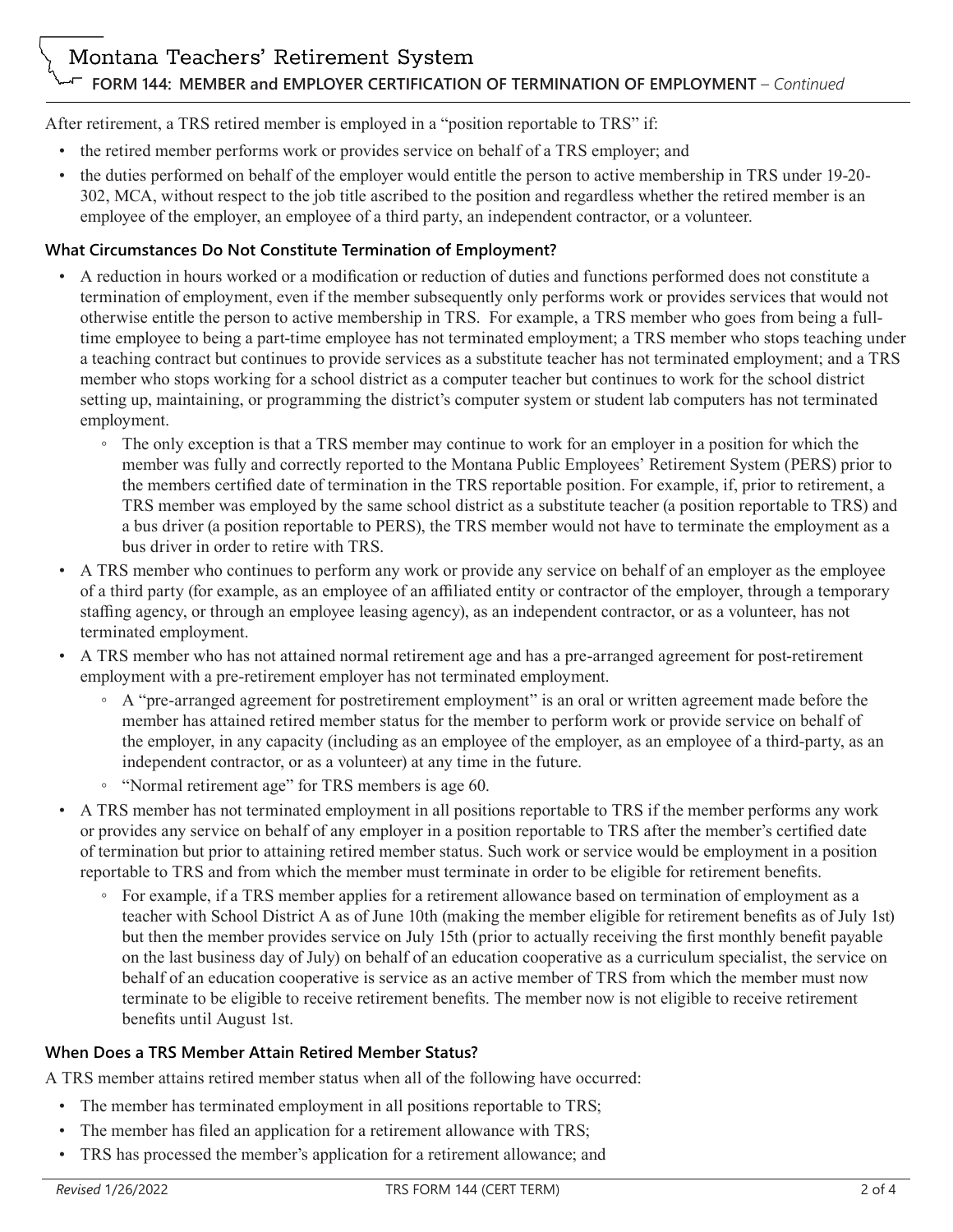After retirement, a TRS retired member is employed in a "position reportable to TRS" if:

- the retired member performs work or provides service on behalf of a TRS employer; and
- the duties performed on behalf of the employer would entitle the person to active membership in TRS under 19-20-302, MCA, without respect to the job title ascribed to the position and regardless whether the retired member is an employee of the employer, an employee of a third party, an independent contractor, or a volunteer.

### What Circumstances Do Not Constitute Termination of Employment?

- A reduction in hours worked or a modification or reduction of duties and functions performed does not constitute a termination of employment, even if the member subsequently only performs work or provides services that would not otherwise entitle the person to active membership in TRS. For example, a TRS member who goes from being a full-time employee to being a part-time employee has not terminated employment; a TRS member who stops teaching under a teaching contract but continues to provide services as a substitute teacher has not terminated employment; and a TRS member who stops working for a school district as a computer teacher but continues to work for the school district setting up, maintaining, or programming the district's computer system or student lab computers has not terminated employment.
  - The only exception is that a TRS member may continue to work for an employer in a position for which the member was fully and correctly reported to the Montana Public Employees' Retirement System (PERS) prior to the members certified date of termination in the TRS reportable position. For example, if, prior to retirement, a TRS member was employed by the same school district as a substitute teacher (a position reportable to TRS) and a bus driver (a position reportable to PERS), the TRS member would not have to terminate the employment as a bus driver in order to retire with TRS.
- A TRS member who continues to perform any work or provide any service on behalf of an employer as the employee of a third party (for example, as an employee of an affiliated entity or contractor of the employer, through a temporary staffing agency, or through an employee leasing agency), as an independent contractor, or as a volunteer, has not terminated employment.
- A TRS member who has not attained normal retirement age and has a pre-arranged agreement for post-retirement employment with a pre-retirement employer has not terminated employment.
  - A "pre-arranged agreement for postretirement employment" is an oral or written agreement made before the member has attained retired member status for the member to perform work or provide service on behalf of the employer, in any capacity (including as an employee of the employer, as an employee of a third-party, as an independent contractor, or as a volunteer) at any time in the future.
  - "Normal retirement age" for TRS members is age 60.
- A TRS member has not terminated employment in all positions reportable to TRS if the member performs any work or provides any service on behalf of any employer in a position reportable to TRS after the member's certified date of termination but prior to attaining retired member status. Such work or service would be employment in a position reportable to TRS and from which the member must terminate in order to be eligible for retirement benefits.
  - For example, if a TRS member applies for a retirement allowance based on termination of employment as a teacher with School District A as of June 10th (making the member eligible for retirement benefits as of July 1st) but then the member provides service on July 15th (prior to actually receiving the first monthly benefit payable on the last business day of July) on behalf of an education cooperative as a curriculum specialist, the service on behalf of an education cooperative is service as an active member of TRS from which the member must now terminate to be eligible to receive retirement benefits. The member now is not eligible to receive retirement benefits until August 1st.

### When Does a TRS Member Attain Retired Member Status?

A TRS member attains retired member status when all of the following have occurred:

- The member has terminated employment in all positions reportable to TRS;
- The member has filed an application for a retirement allowance with TRS;
- TRS has processed the member's application for a retirement allowance; and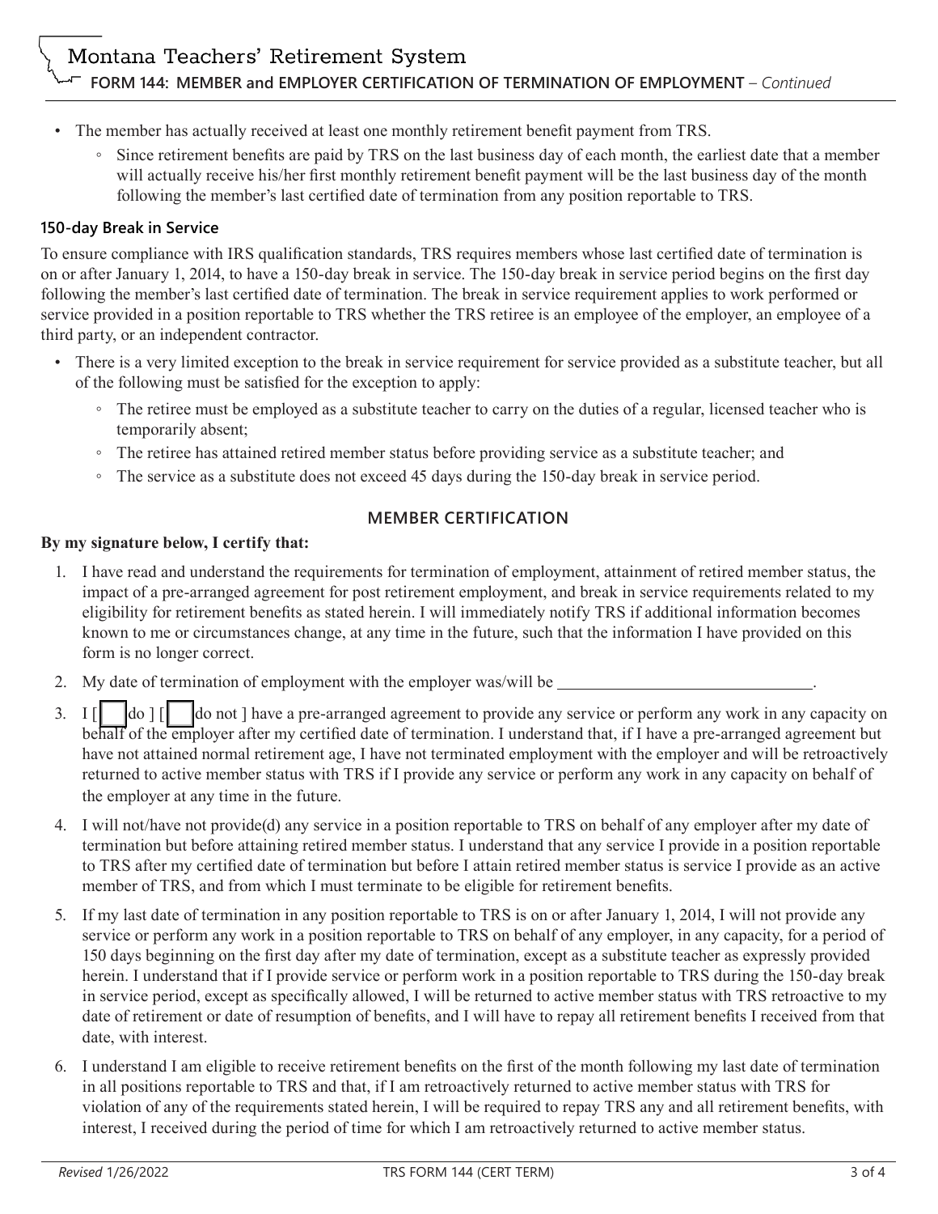- The member has actually received at least one monthly retirement benefit payment from TRS.
  - Since retirement benefits are paid by TRS on the last business day of each month, the earliest date that a member will actually receive his/her first monthly retirement benefit payment will be the last business day of the month following the member's last certified date of termination from any position reportable to TRS.

### 150-day Break in Service

To ensure compliance with IRS qualification standards, TRS requires members whose last certified date of termination is on or after January 1, 2014, to have a 150-day break in service. The 150-day break in service period begins on the first day following the member's last certified date of termination. The break in service requirement applies to work performed or service provided in a position reportable to TRS whether the TRS retiree is an employee of the employer, an employee of a third party, or an independent contractor.

- There is a very limited exception to the break in service requirement for service provided as a substitute teacher, but all of the following must be satisfied for the exception to apply:
  - The retiree must be employed as a substitute teacher to carry on the duties of a regular, licensed teacher who is temporarily absent;
  - The retiree has attained retired member status before providing service as a substitute teacher; and
  - The service as a substitute does not exceed 45 days during the 150-day break in service period.

## MEMBER CERTIFICATION

**By my signature below, I certify that:**

1. I have read and understand the requirements for termination of employment, attainment of retired member status, the impact of a pre-arranged agreement for post retirement employment, and break in service requirements related to my eligibility for retirement benefits as stated herein. I will immediately notify TRS if additional information becomes known to me or circumstances change, at any time in the future, such that the information I have provided on this form is no longer correct.
2. My date of termination of employment with the employer was/will be ______________________________.
3. I [ ☐ do ] [ ☐ do not ] have a pre-arranged agreement to provide any service or perform any work in any capacity on behalf of the employer after my certified date of termination. I understand that, if I have a pre-arranged agreement but have not attained normal retirement age, I have not terminated employment with the employer and will be retroactively returned to active member status with TRS if I provide any service or perform any work in any capacity on behalf of the employer at any time in the future.
4. I will not/have not provide(d) any service in a position reportable to TRS on behalf of any employer after my date of termination but before attaining retired member status. I understand that any service I provide in a position reportable to TRS after my certified date of termination but before I attain retired member status is service I provide as an active member of TRS, and from which I must terminate to be eligible for retirement benefits.
5. If my last date of termination in any position reportable to TRS is on or after January 1, 2014, I will not provide any service or perform any work in a position reportable to TRS on behalf of any employer, in any capacity, for a period of 150 days beginning on the first day after my date of termination, except as a substitute teacher as expressly provided herein. I understand that if I provide service or perform work in a position reportable to TRS during the 150-day break in service period, except as specifically allowed, I will be returned to active member status with TRS retroactive to my date of retirement or date of resumption of benefits, and I will have to repay all retirement benefits I received from that date, with interest.
6. I understand I am eligible to receive retirement benefits on the first of the month following my last date of termination in all positions reportable to TRS and that, if I am retroactively returned to active member status with TRS for violation of any of the requirements stated herein, I will be required to repay TRS any and all retirement benefits, with interest, I received during the period of time for which I am retroactively returned to active member status.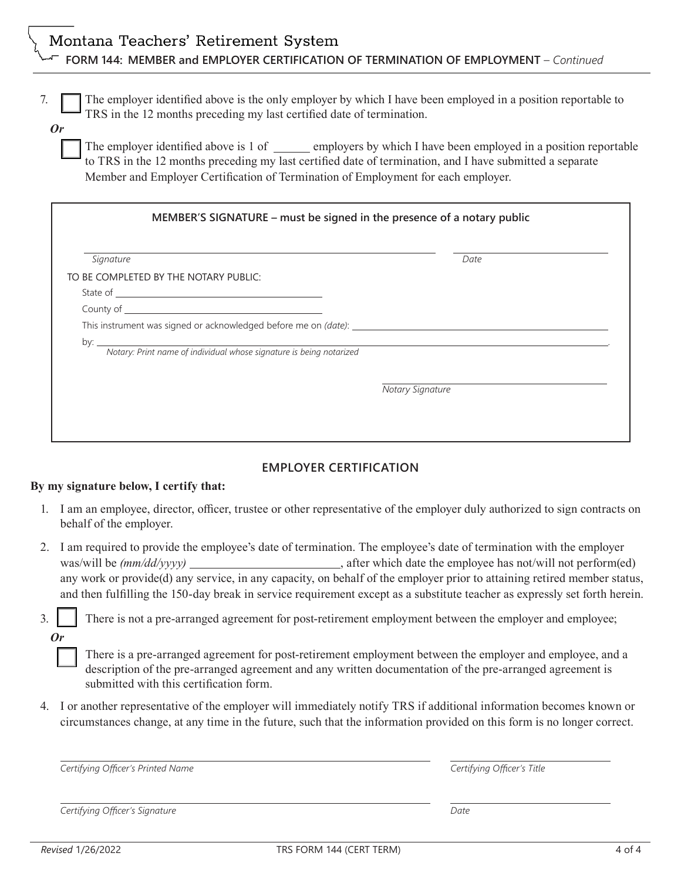7. ☐ The employer identified above is the only employer by which I have been employed in a position reportable to TRS in the 12 months preceding my last certified date of termination.

***Or***

☐ The employer identified above is 1 of ______ employers by which I have been employed in a position reportable to TRS in the 12 months preceding my last certified date of termination, and I have submitted a separate Member and Employer Certification of Termination of Employment for each employer.

**MEMBER'S SIGNATURE – must be signed in the presence of a notary public**

______________________________ ______________
*Signature* *Date*

TO BE COMPLETED BY THE NOTARY PUBLIC:

State of ______________________

County of ______________________

This instrument was signed or acknowledged before me on *(date)*: ______________________

by: ______________________.
*Notary: Print name of individual whose signature is being notarized*

______________________
*Notary Signature*

## EMPLOYER CERTIFICATION

**By my signature below, I certify that:**

1. I am an employee, director, officer, trustee or other representative of the employer duly authorized to sign contracts on behalf of the employer.
2. I am required to provide the employee's date of termination. The employee's date of termination with the employer was/will be *(mm/dd/yyyy)* ______________________, after which date the employee has not/will not perform(ed) any work or provide(d) any service, in any capacity, on behalf of the employer prior to attaining retired member status, and then fulfilling the 150-day break in service requirement except as a substitute teacher as expressly set forth herein.
3. ☐ There is not a pre-arranged agreement for post-retirement employment between the employer and employee;

   ***Or***

   ☐ There is a pre-arranged agreement for post-retirement employment between the employer and employee, and a description of the pre-arranged agreement and any written documentation of the pre-arranged agreement is submitted with this certification form.
4. I or another representative of the employer will immediately notify TRS if additional information becomes known or circumstances change, at any time in the future, such that the information provided on this form is no longer correct.

______________________________ ______________
*Certifying Officer's Printed Name* *Certifying Officer's Title*

______________________________ ______________
*Certifying Officer's Signature* *Date*

*Revised* 1/26/2022 TRS FORM 144 (CERT TERM)